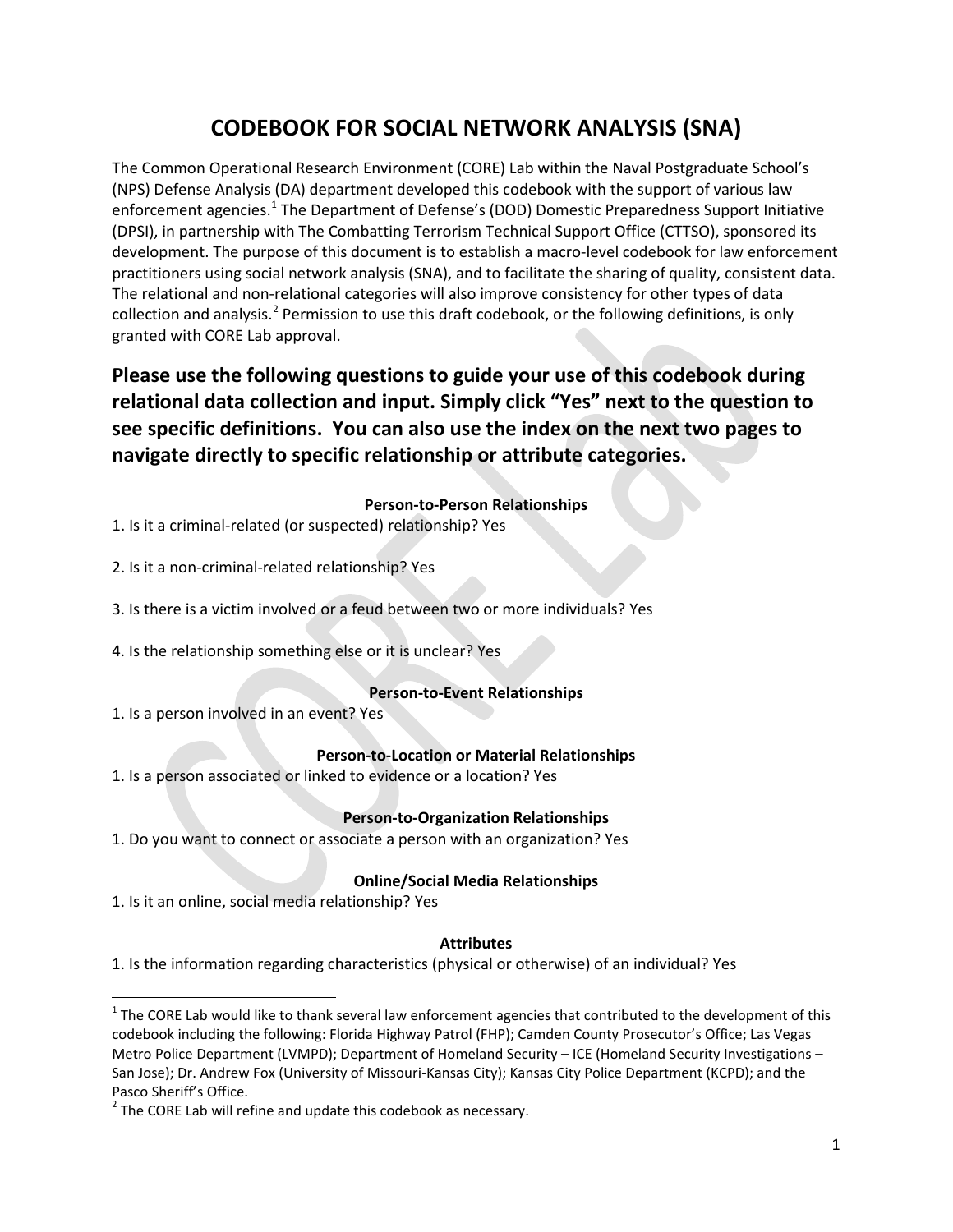# CODEBOOK FOR SOCIAL NETWORK ANALYSIS (SNA)

The Common Operational Research Environment (CORE) Lab within the Naval Postgraduate School's (NPS) Defense Analysis (DA) department developed this codebook with the support of various law enforcement agencies.[1] The Department of Defense's (DOD) Domestic Preparedness Support Initiative (DPSI), in partnership with The Combatting Terrorism Technical Support Office (CTTSO), sponsored its development. The purpose of this document is to establish a macro-level codebook for law enforcement practitioners using social network analysis (SNA), and to facilitate the sharing of quality, consistent data. The relational and non-relational categories will also improve consistency for other types of data collection and analysis.[2] Permission to use this draft codebook, or the following definitions, is only granted with CORE Lab approval.

## Please use the following questions to guide your use of this codebook during relational data collection and input. Simply click "Yes" next to the question to see specific definitions. You can also use the index on the next two pages to navigate directly to specific relationship or attribute categories.

**Person-to-Person Relationships**

1. Is it a criminal-related (or suspected) relationship? Yes

2. Is it a non-criminal-related relationship? Yes

3. Is there is a victim involved or a feud between two or more individuals? Yes

4. Is the relationship something else or it is unclear? Yes

**Person-to-Event Relationships**

1. Is a person involved in an event? Yes

**Person-to-Location or Material Relationships**

1. Is a person associated or linked to evidence or a location? Yes

**Person-to-Organization Relationships**

1. Do you want to connect or associate a person with an organization? Yes

**Online/Social Media Relationships**

1. Is it an online, social media relationship? Yes

**Attributes**

1. Is the information regarding characteristics (physical or otherwise) of an individual? Yes

---

[1] The CORE Lab would like to thank several law enforcement agencies that contributed to the development of this codebook including the following: Florida Highway Patrol (FHP); Camden County Prosecutor's Office; Las Vegas Metro Police Department (LVMPD); Department of Homeland Security – ICE (Homeland Security Investigations – San Jose); Dr. Andrew Fox (University of Missouri-Kansas City); Kansas City Police Department (KCPD); and the Pasco Sheriff's Office.

[2] The CORE Lab will refine and update this codebook as necessary.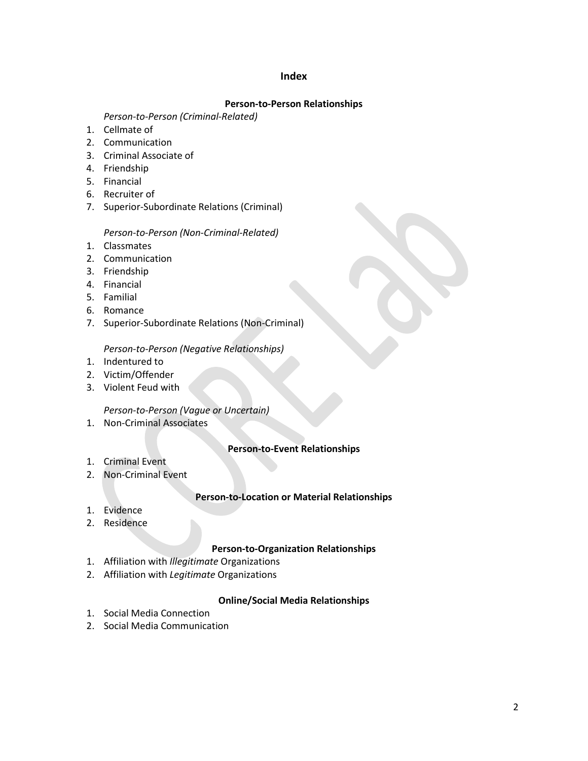# Index

## Person-to-Person Relationships

*Person-to-Person (Criminal-Related)*

1. Cellmate of
2. Communication
3. Criminal Associate of
4. Friendship
5. Financial
6. Recruiter of
7. Superior-Subordinate Relations (Criminal)

*Person-to-Person (Non-Criminal-Related)*

1. Classmates
2. Communication
3. Friendship
4. Financial
5. Familial
6. Romance
7. Superior-Subordinate Relations (Non-Criminal)

*Person-to-Person (Negative Relationships)*

1. Indentured to
2. Victim/Offender
3. Violent Feud with

*Person-to-Person (Vague or Uncertain)*

1. Non-Criminal Associates

## Person-to-Event Relationships

1. Criminal Event
2. Non-Criminal Event

## Person-to-Location or Material Relationships

1. Evidence
2. Residence

## Person-to-Organization Relationships

1. Affiliation with *Illegitimate* Organizations
2. Affiliation with *Legitimate* Organizations

## Online/Social Media Relationships

1. Social Media Connection
2. Social Media Communication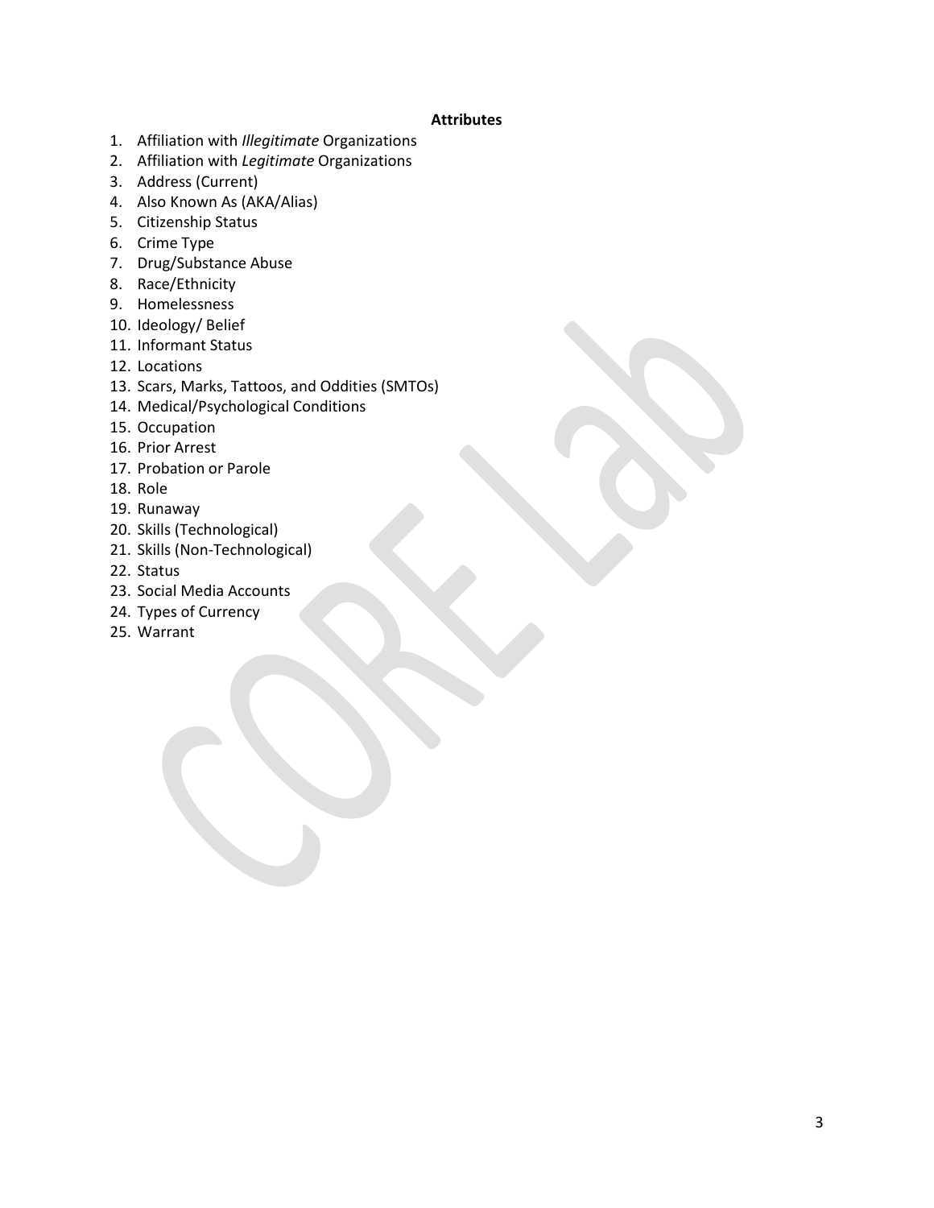**Attributes**

1. Affiliation with *Illegitimate* Organizations
2. Affiliation with *Legitimate* Organizations
3. Address (Current)
4. Also Known As (AKA/Alias)
5. Citizenship Status
6. Crime Type
7. Drug/Substance Abuse
8. Race/Ethnicity
9. Homelessness
10. Ideology/ Belief
11. Informant Status
12. Locations
13. Scars, Marks, Tattoos, and Oddities (SMTOs)
14. Medical/Psychological Conditions
15. Occupation
16. Prior Arrest
17. Probation or Parole
18. Role
19. Runaway
20. Skills (Technological)
21. Skills (Non-Technological)
22. Status
23. Social Media Accounts
24. Types of Currency
25. Warrant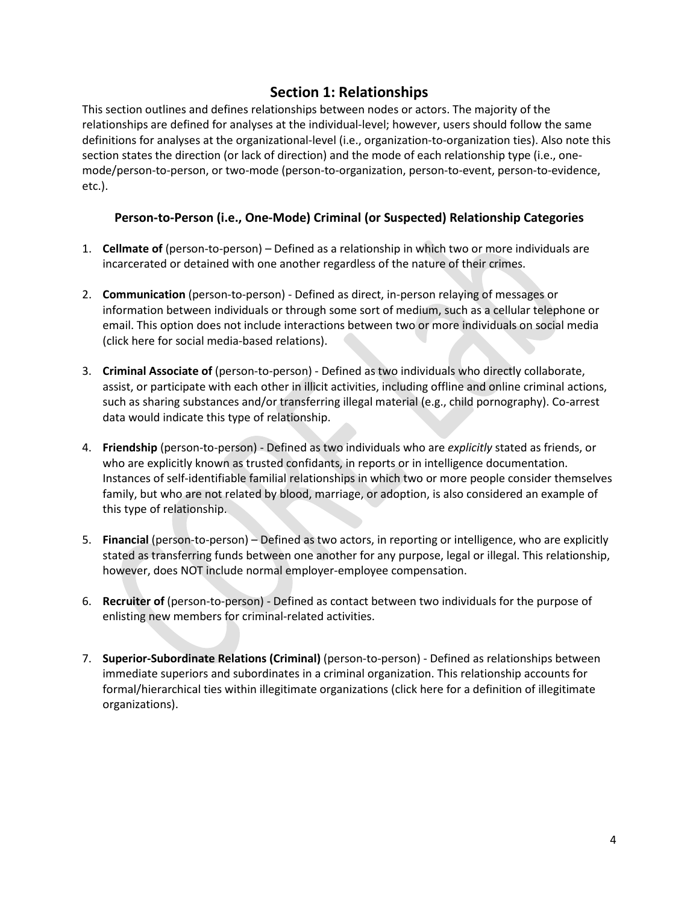## Section 1: Relationships

This section outlines and defines relationships between nodes or actors. The majority of the relationships are defined for analyses at the individual-level; however, users should follow the same definitions for analyses at the organizational-level (i.e., organization-to-organization ties). Also note this section states the direction (or lack of direction) and the mode of each relationship type (i.e., one-mode/person-to-person, or two-mode (person-to-organization, person-to-event, person-to-evidence, etc.).

### Person-to-Person (i.e., One-Mode) Criminal (or Suspected) Relationship Categories

1. **Cellmate of** (person-to-person) – Defined as a relationship in which two or more individuals are incarcerated or detained with one another regardless of the nature of their crimes.

2. **Communication** (person-to-person) - Defined as direct, in-person relaying of messages or information between individuals or through some sort of medium, such as a cellular telephone or email. This option does not include interactions between two or more individuals on social media (click here for social media-based relations).

3. **Criminal Associate of** (person-to-person) - Defined as two individuals who directly collaborate, assist, or participate with each other in illicit activities, including offline and online criminal actions, such as sharing substances and/or transferring illegal material (e.g., child pornography). Co-arrest data would indicate this type of relationship.

4. **Friendship** (person-to-person) - Defined as two individuals who are *explicitly* stated as friends, or who are explicitly known as trusted confidants, in reports or in intelligence documentation. Instances of self-identifiable familial relationships in which two or more people consider themselves family, but who are not related by blood, marriage, or adoption, is also considered an example of this type of relationship.

5. **Financial** (person-to-person) – Defined as two actors, in reporting or intelligence, who are explicitly stated as transferring funds between one another for any purpose, legal or illegal. This relationship, however, does NOT include normal employer-employee compensation.

6. **Recruiter of** (person-to-person) - Defined as contact between two individuals for the purpose of enlisting new members for criminal-related activities.

7. **Superior-Subordinate Relations (Criminal)** (person-to-person) - Defined as relationships between immediate superiors and subordinates in a criminal organization. This relationship accounts for formal/hierarchical ties within illegitimate organizations (click here for a definition of illegitimate organizations).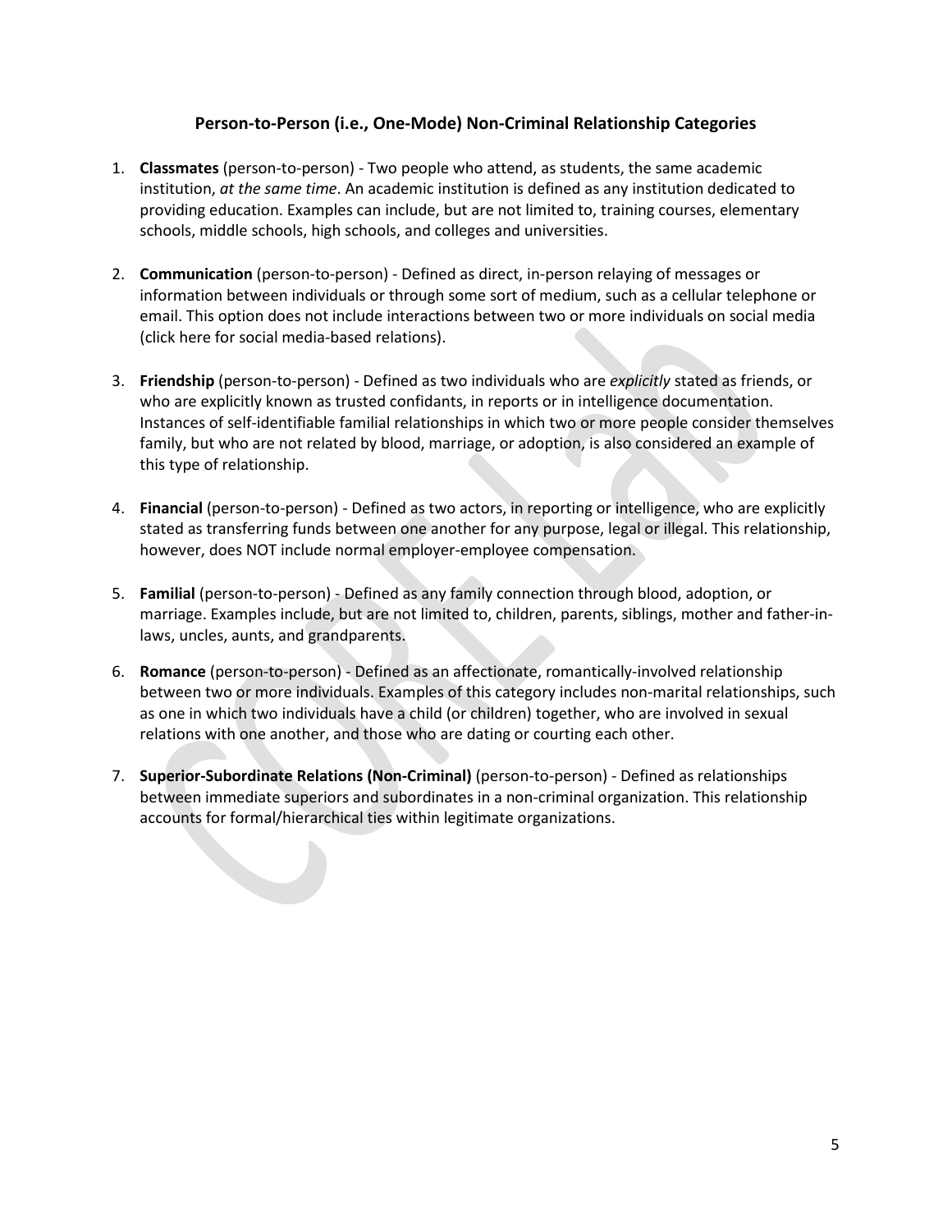### Person-to-Person (i.e., One-Mode) Non-Criminal Relationship Categories

1. **Classmates** (person-to-person) - Two people who attend, as students, the same academic institution, *at the same time*. An academic institution is defined as any institution dedicated to providing education. Examples can include, but are not limited to, training courses, elementary schools, middle schools, high schools, and colleges and universities.

2. **Communication** (person-to-person) - Defined as direct, in-person relaying of messages or information between individuals or through some sort of medium, such as a cellular telephone or email. This option does not include interactions between two or more individuals on social media (click here for social media-based relations).

3. **Friendship** (person-to-person) - Defined as two individuals who are *explicitly* stated as friends, or who are explicitly known as trusted confidants, in reports or in intelligence documentation. Instances of self-identifiable familial relationships in which two or more people consider themselves family, but who are not related by blood, marriage, or adoption, is also considered an example of this type of relationship.

4. **Financial** (person-to-person) - Defined as two actors, in reporting or intelligence, who are explicitly stated as transferring funds between one another for any purpose, legal or illegal. This relationship, however, does NOT include normal employer-employee compensation.

5. **Familial** (person-to-person) - Defined as any family connection through blood, adoption, or marriage. Examples include, but are not limited to, children, parents, siblings, mother and father-in-laws, uncles, aunts, and grandparents.

6. **Romance** (person-to-person) - Defined as an affectionate, romantically-involved relationship between two or more individuals. Examples of this category includes non-marital relationships, such as one in which two individuals have a child (or children) together, who are involved in sexual relations with one another, and those who are dating or courting each other.

7. **Superior-Subordinate Relations (Non-Criminal)** (person-to-person) - Defined as relationships between immediate superiors and subordinates in a non-criminal organization. This relationship accounts for formal/hierarchical ties within legitimate organizations.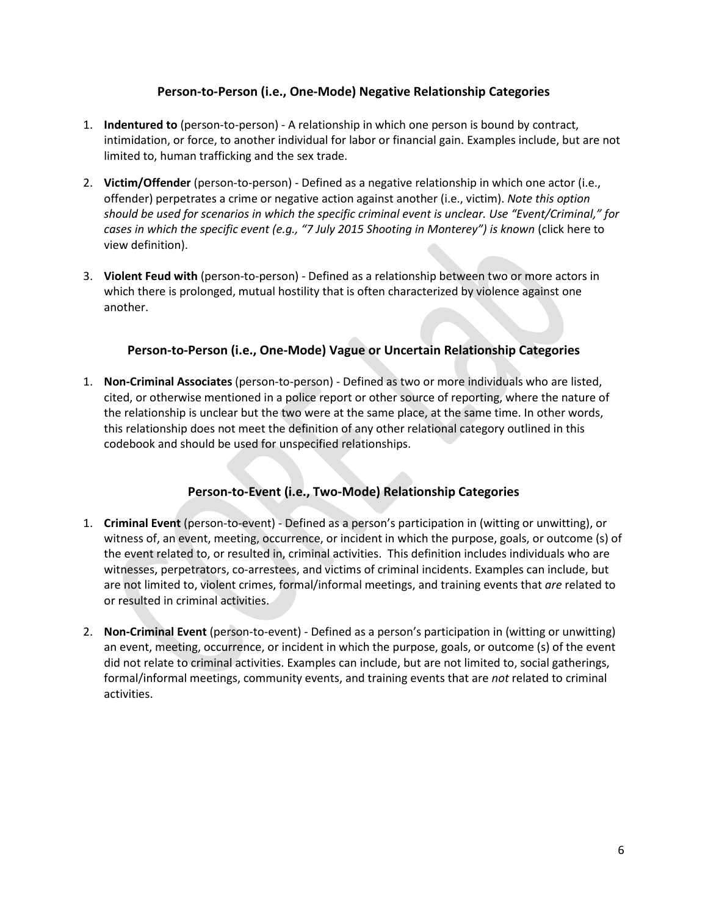## Person-to-Person (i.e., One-Mode) Negative Relationship Categories

1. **Indentured to** (person-to-person) - A relationship in which one person is bound by contract, intimidation, or force, to another individual for labor or financial gain. Examples include, but are not limited to, human trafficking and the sex trade.
2. **Victim/Offender** (person-to-person) - Defined as a negative relationship in which one actor (i.e., offender) perpetrates a crime or negative action against another (i.e., victim). *Note this option should be used for scenarios in which the specific criminal event is unclear. Use "Event/Criminal," for cases in which the specific event (e.g., "7 July 2015 Shooting in Monterey") is known* (click here to view definition).
3. **Violent Feud with** (person-to-person) - Defined as a relationship between two or more actors in which there is prolonged, mutual hostility that is often characterized by violence against one another.

## Person-to-Person (i.e., One-Mode) Vague or Uncertain Relationship Categories

1. **Non-Criminal Associates** (person-to-person) - Defined as two or more individuals who are listed, cited, or otherwise mentioned in a police report or other source of reporting, where the nature of the relationship is unclear but the two were at the same place, at the same time. In other words, this relationship does not meet the definition of any other relational category outlined in this codebook and should be used for unspecified relationships.

## Person-to-Event (i.e., Two-Mode) Relationship Categories

1. **Criminal Event** (person-to-event) - Defined as a person's participation in (witting or unwitting), or witness of, an event, meeting, occurrence, or incident in which the purpose, goals, or outcome (s) of the event related to, or resulted in, criminal activities. This definition includes individuals who are witnesses, perpetrators, co-arrestees, and victims of criminal incidents. Examples can include, but are not limited to, violent crimes, formal/informal meetings, and training events that *are* related to or resulted in criminal activities.
2. **Non-Criminal Event** (person-to-event) - Defined as a person's participation in (witting or unwitting) an event, meeting, occurrence, or incident in which the purpose, goals, or outcome (s) of the event did not relate to criminal activities. Examples can include, but are not limited to, social gatherings, formal/informal meetings, community events, and training events that are *not* related to criminal activities.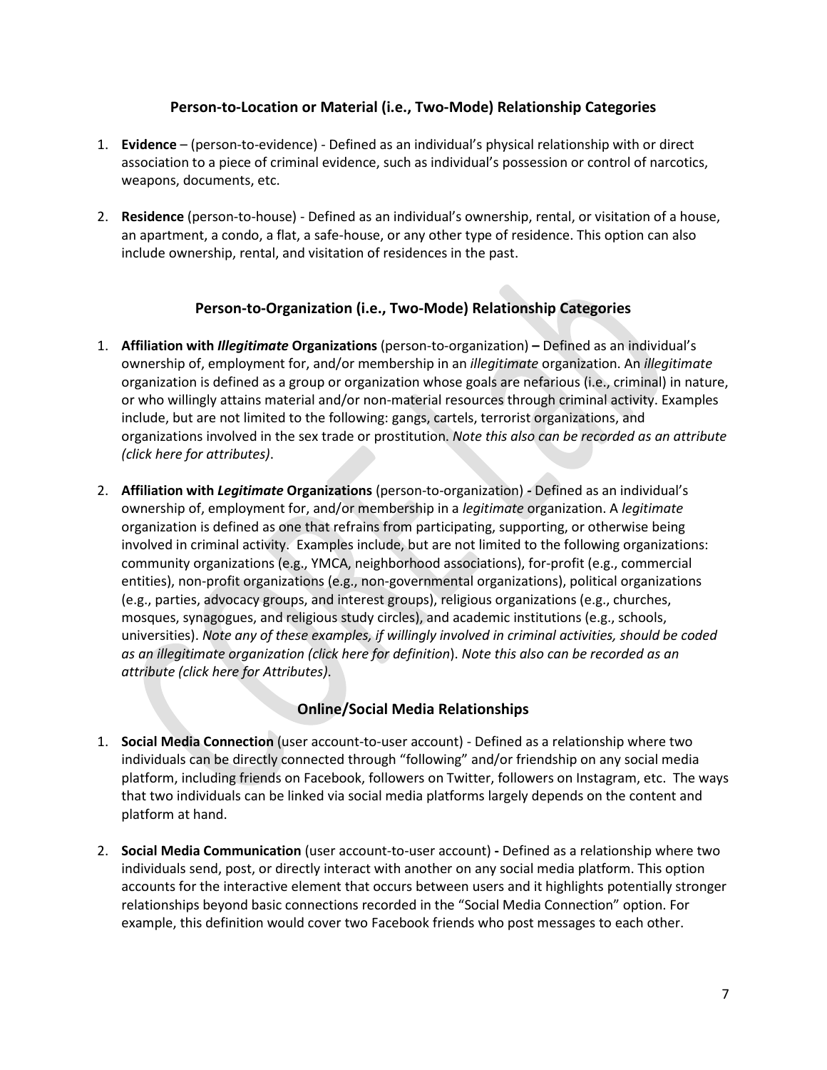### Person-to-Location or Material (i.e., Two-Mode) Relationship Categories

1. **Evidence** – (person-to-evidence) - Defined as an individual's physical relationship with or direct association to a piece of criminal evidence, such as individual's possession or control of narcotics, weapons, documents, etc.

2. **Residence** (person-to-house) - Defined as an individual's ownership, rental, or visitation of a house, an apartment, a condo, a flat, a safe-house, or any other type of residence. This option can also include ownership, rental, and visitation of residences in the past.

### Person-to-Organization (i.e., Two-Mode) Relationship Categories

1. **Affiliation with *Illegitimate* Organizations** (person-to-organization) **–** Defined as an individual's ownership of, employment for, and/or membership in an *illegitimate* organization. An *illegitimate* organization is defined as a group or organization whose goals are nefarious (i.e., criminal) in nature, or who willingly attains material and/or non-material resources through criminal activity. Examples include, but are not limited to the following: gangs, cartels, terrorist organizations, and organizations involved in the sex trade or prostitution. *Note this also can be recorded as an attribute (click here for attributes)*.

2. **Affiliation with *Legitimate* Organizations** (person-to-organization) **-** Defined as an individual's ownership of, employment for, and/or membership in a *legitimate* organization. A *legitimate* organization is defined as one that refrains from participating, supporting, or otherwise being involved in criminal activity. Examples include, but are not limited to the following organizations: community organizations (e.g., YMCA, neighborhood associations), for-profit (e.g., commercial entities), non-profit organizations (e.g., non-governmental organizations), political organizations (e.g., parties, advocacy groups, and interest groups), religious organizations (e.g., churches, mosques, synagogues, and religious study circles), and academic institutions (e.g., schools, universities). *Note any of these examples, if willingly involved in criminal activities, should be coded as an illegitimate organization (click here for definition*). *Note this also can be recorded as an attribute (click here for Attributes)*.

### Online/Social Media Relationships

1. **Social Media Connection** (user account-to-user account) - Defined as a relationship where two individuals can be directly connected through "following" and/or friendship on any social media platform, including friends on Facebook, followers on Twitter, followers on Instagram, etc. The ways that two individuals can be linked via social media platforms largely depends on the content and platform at hand.

2. **Social Media Communication** (user account-to-user account) **-** Defined as a relationship where two individuals send, post, or directly interact with another on any social media platform. This option accounts for the interactive element that occurs between users and it highlights potentially stronger relationships beyond basic connections recorded in the "Social Media Connection" option. For example, this definition would cover two Facebook friends who post messages to each other.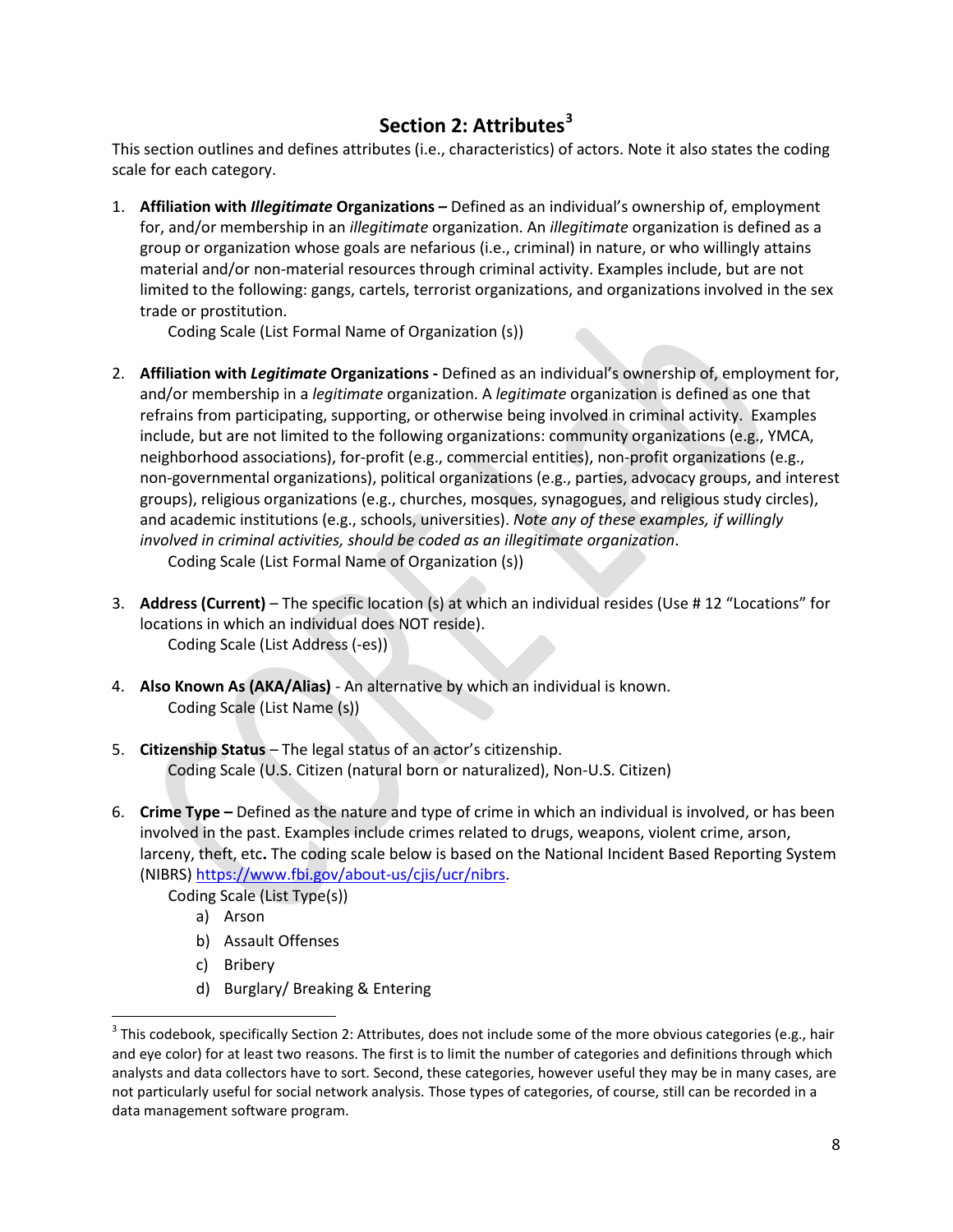## Section 2: Attributes[3]

This section outlines and defines attributes (i.e., characteristics) of actors. Note it also states the coding scale for each category.

1. **Affiliation with *Illegitimate* Organizations –** Defined as an individual's ownership of, employment for, and/or membership in an *illegitimate* organization. An *illegitimate* organization is defined as a group or organization whose goals are nefarious (i.e., criminal) in nature, or who willingly attains material and/or non-material resources through criminal activity. Examples include, but are not limited to the following: gangs, cartels, terrorist organizations, and organizations involved in the sex trade or prostitution.
   Coding Scale (List Formal Name of Organization (s))

2. **Affiliation with *Legitimate* Organizations -** Defined as an individual's ownership of, employment for, and/or membership in a *legitimate* organization. A *legitimate* organization is defined as one that refrains from participating, supporting, or otherwise being involved in criminal activity. Examples include, but are not limited to the following organizations: community organizations (e.g., YMCA, neighborhood associations), for-profit (e.g., commercial entities), non-profit organizations (e.g., non-governmental organizations), political organizations (e.g., parties, advocacy groups, and interest groups), religious organizations (e.g., churches, mosques, synagogues, and religious study circles), and academic institutions (e.g., schools, universities). *Note any of these examples, if willingly involved in criminal activities, should be coded as an illegitimate organization*.
   Coding Scale (List Formal Name of Organization (s))

3. **Address (Current)** – The specific location (s) at which an individual resides (Use # 12 "Locations" for locations in which an individual does NOT reside).
   Coding Scale (List Address (-es))

4. **Also Known As (AKA/Alias)** - An alternative by which an individual is known.
   Coding Scale (List Name (s))

5. **Citizenship Status** – The legal status of an actor's citizenship.
   Coding Scale (U.S. Citizen (natural born or naturalized), Non-U.S. Citizen)

6. **Crime Type –** Defined as the nature and type of crime in which an individual is involved, or has been involved in the past. Examples include crimes related to drugs, weapons, violent crime, arson, larceny, theft, etc**.** The coding scale below is based on the National Incident Based Reporting System (NIBRS) https://www.fbi.gov/about-us/cjis/ucr/nibrs.
   Coding Scale (List Type(s))
   a) Arson
   b) Assault Offenses
   c) Bribery
   d) Burglary/ Breaking & Entering

---

[3] This codebook, specifically Section 2: Attributes, does not include some of the more obvious categories (e.g., hair and eye color) for at least two reasons. The first is to limit the number of categories and definitions through which analysts and data collectors have to sort. Second, these categories, however useful they may be in many cases, are not particularly useful for social network analysis. Those types of categories, of course, still can be recorded in a data management software program.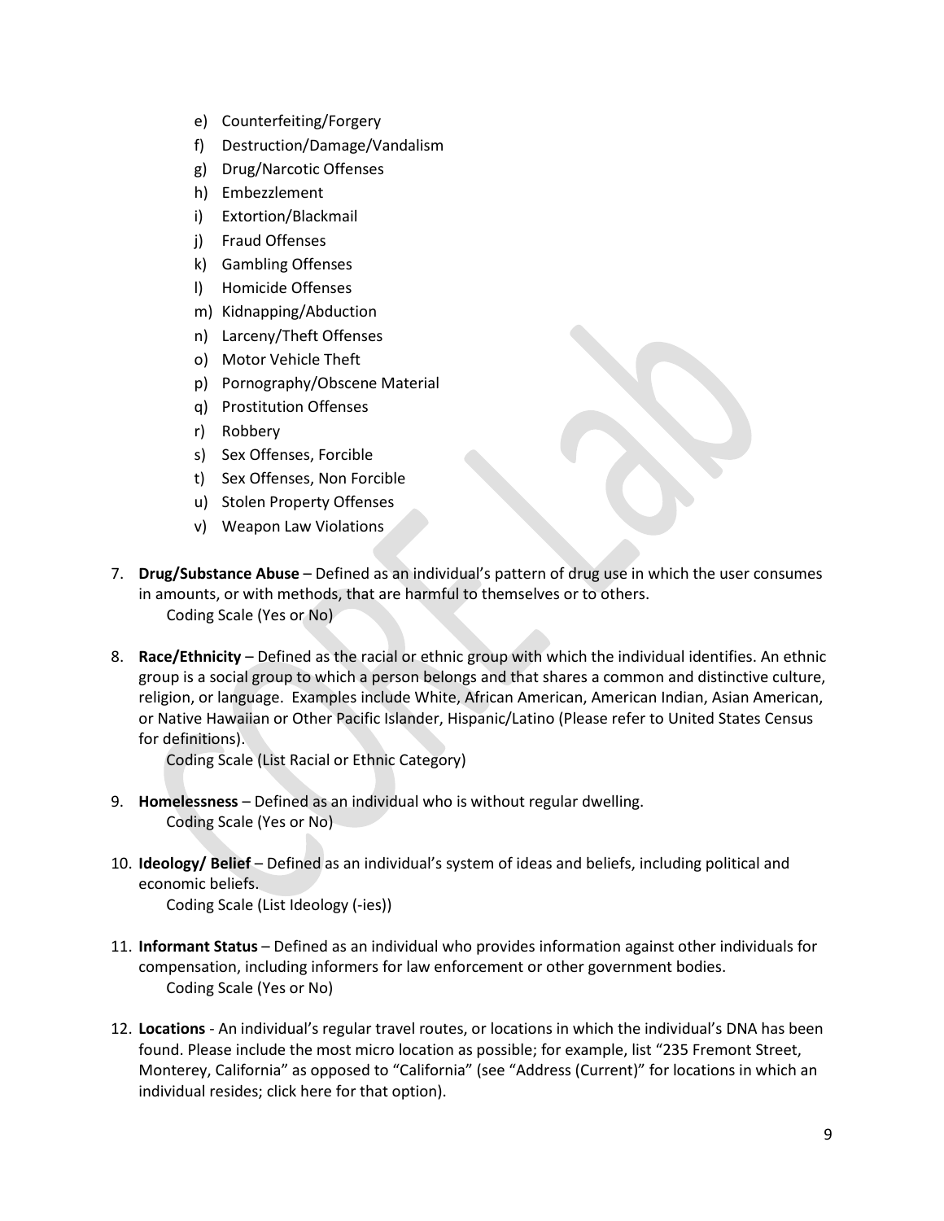e) Counterfeiting/Forgery
   f) Destruction/Damage/Vandalism
   g) Drug/Narcotic Offenses
   h) Embezzlement
   i) Extortion/Blackmail
   j) Fraud Offenses
   k) Gambling Offenses
   l) Homicide Offenses
   m) Kidnapping/Abduction
   n) Larceny/Theft Offenses
   o) Motor Vehicle Theft
   p) Pornography/Obscene Material
   q) Prostitution Offenses
   r) Robbery
   s) Sex Offenses, Forcible
   t) Sex Offenses, Non Forcible
   u) Stolen Property Offenses
   v) Weapon Law Violations

7. **Drug/Substance Abuse** – Defined as an individual's pattern of drug use in which the user consumes in amounts, or with methods, that are harmful to themselves or to others.
   Coding Scale (Yes or No)

8. **Race/Ethnicity** – Defined as the racial or ethnic group with which the individual identifies. An ethnic group is a social group to which a person belongs and that shares a common and distinctive culture, religion, or language. Examples include White, African American, American Indian, Asian American, or Native Hawaiian or Other Pacific Islander, Hispanic/Latino (Please refer to United States Census for definitions).
   Coding Scale (List Racial or Ethnic Category)

9. **Homelessness** – Defined as an individual who is without regular dwelling.
   Coding Scale (Yes or No)

10. **Ideology/ Belief** – Defined as an individual's system of ideas and beliefs, including political and economic beliefs.
    Coding Scale (List Ideology (-ies))

11. **Informant Status** – Defined as an individual who provides information against other individuals for compensation, including informers for law enforcement or other government bodies.
    Coding Scale (Yes or No)

12. **Locations** - An individual's regular travel routes, or locations in which the individual's DNA has been found. Please include the most micro location as possible; for example, list "235 Fremont Street, Monterey, California" as opposed to "California" (see "Address (Current)" for locations in which an individual resides; click here for that option).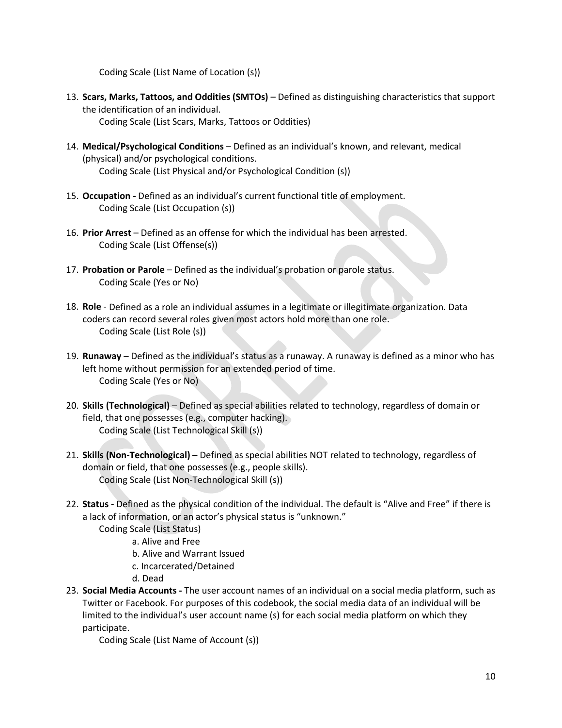Coding Scale (List Name of Location (s))

13. **Scars, Marks, Tattoos, and Oddities (SMTOs)** – Defined as distinguishing characteristics that support the identification of an individual.
    Coding Scale (List Scars, Marks, Tattoos or Oddities)

14. **Medical/Psychological Conditions** – Defined as an individual's known, and relevant, medical (physical) and/or psychological conditions.
    Coding Scale (List Physical and/or Psychological Condition (s))

15. **Occupation -** Defined as an individual's current functional title of employment.
    Coding Scale (List Occupation (s))

16. **Prior Arrest** – Defined as an offense for which the individual has been arrested.
    Coding Scale (List Offense(s))

17. **Probation or Parole** – Defined as the individual's probation or parole status.
    Coding Scale (Yes or No)

18. **Role** - Defined as a role an individual assumes in a legitimate or illegitimate organization. Data coders can record several roles given most actors hold more than one role.
    Coding Scale (List Role (s))

19. **Runaway** – Defined as the individual's status as a runaway. A runaway is defined as a minor who has left home without permission for an extended period of time.
    Coding Scale (Yes or No)

20. **Skills (Technological)** – Defined as special abilities related to technology, regardless of domain or field, that one possesses (e.g., computer hacking).
    Coding Scale (List Technological Skill (s))

21. **Skills (Non-Technological) –** Defined as special abilities NOT related to technology, regardless of domain or field, that one possesses (e.g., people skills).
    Coding Scale (List Non-Technological Skill (s))

22. **Status -** Defined as the physical condition of the individual. The default is "Alive and Free" if there is a lack of information, or an actor's physical status is "unknown."
    Coding Scale (List Status)
    a. Alive and Free
    b. Alive and Warrant Issued
    c. Incarcerated/Detained
    d. Dead

23. **Social Media Accounts -** The user account names of an individual on a social media platform, such as Twitter or Facebook. For purposes of this codebook, the social media data of an individual will be limited to the individual's user account name (s) for each social media platform on which they participate.
    Coding Scale (List Name of Account (s))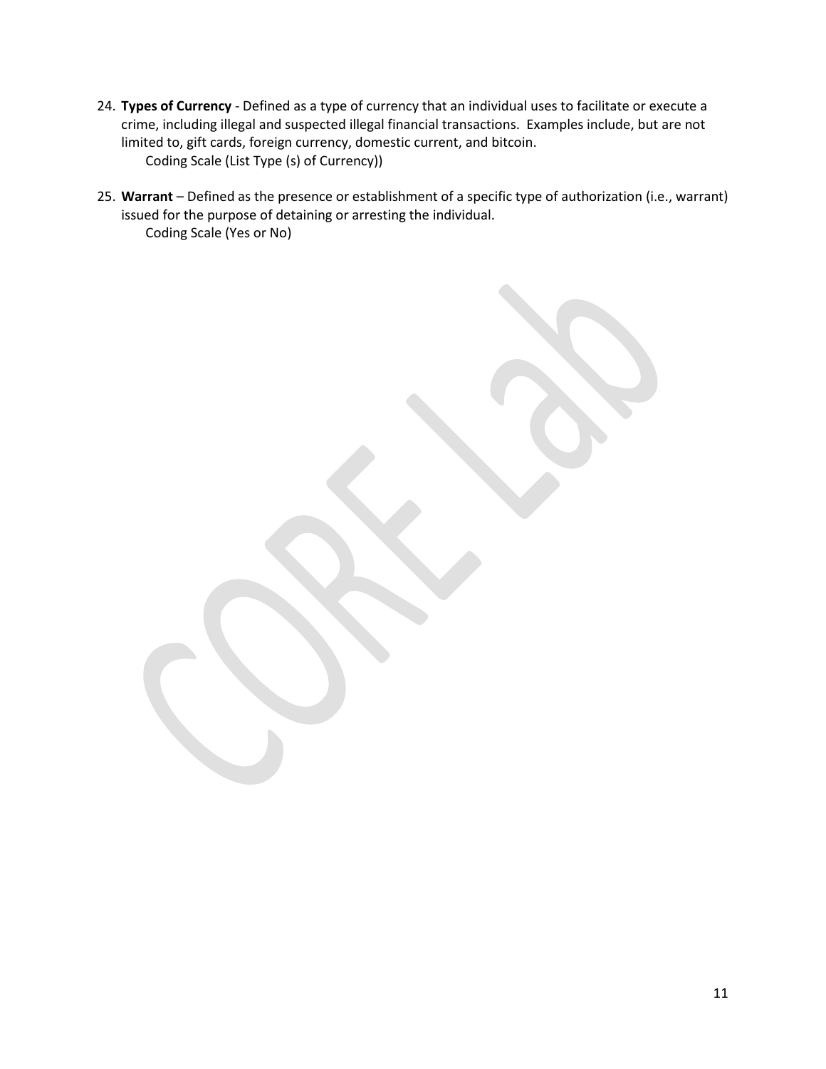24. **Types of Currency** - Defined as a type of currency that an individual uses to facilitate or execute a crime, including illegal and suspected illegal financial transactions. Examples include, but are not limited to, gift cards, foreign currency, domestic current, and bitcoin.
    Coding Scale (List Type (s) of Currency))

25. **Warrant** – Defined as the presence or establishment of a specific type of authorization (i.e., warrant) issued for the purpose of detaining or arresting the individual.
    Coding Scale (Yes or No)